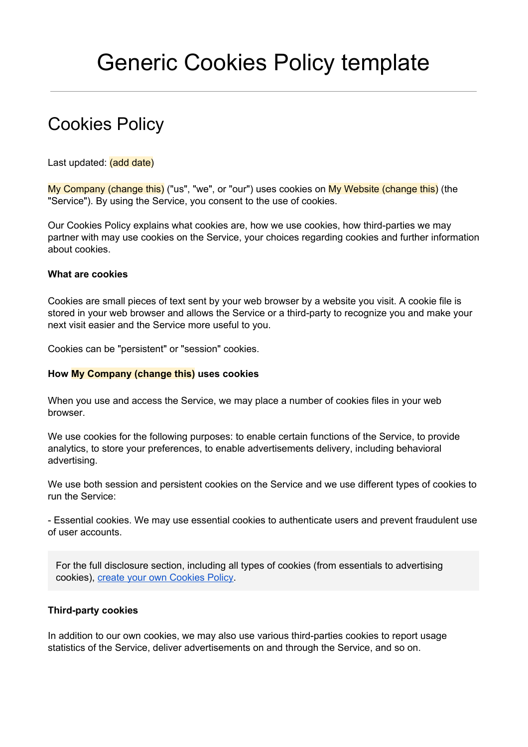# Generic Cookies Policy template

---

## Cookies Policy

Last updated: (add date)

My Company (change this) ("us", "we", or "our") uses cookies on My Website (change this) (the "Service"). By using the Service, you consent to the use of cookies.

Our Cookies Policy explains what cookies are, how we use cookies, how third-parties we may partner with may use cookies on the Service, your choices regarding cookies and further information about cookies.

**What are cookies**

Cookies are small pieces of text sent by your web browser by a website you visit. A cookie file is stored in your web browser and allows the Service or a third-party to recognize you and make your next visit easier and the Service more useful to you.

Cookies can be "persistent" or "session" cookies.

**How My Company (change this) uses cookies**

When you use and access the Service, we may place a number of cookies files in your web browser.

We use cookies for the following purposes: to enable certain functions of the Service, to provide analytics, to store your preferences, to enable advertisements delivery, including behavioral advertising.

We use both session and persistent cookies on the Service and we use different types of cookies to run the Service:

- Essential cookies. We may use essential cookies to authenticate users and prevent fraudulent use of user accounts.

For the full disclosure section, including all types of cookies (from essentials to advertising cookies), create your own Cookies Policy.

**Third-party cookies**

In addition to our own cookies, we may also use various third-parties cookies to report usage statistics of the Service, deliver advertisements on and through the Service, and so on.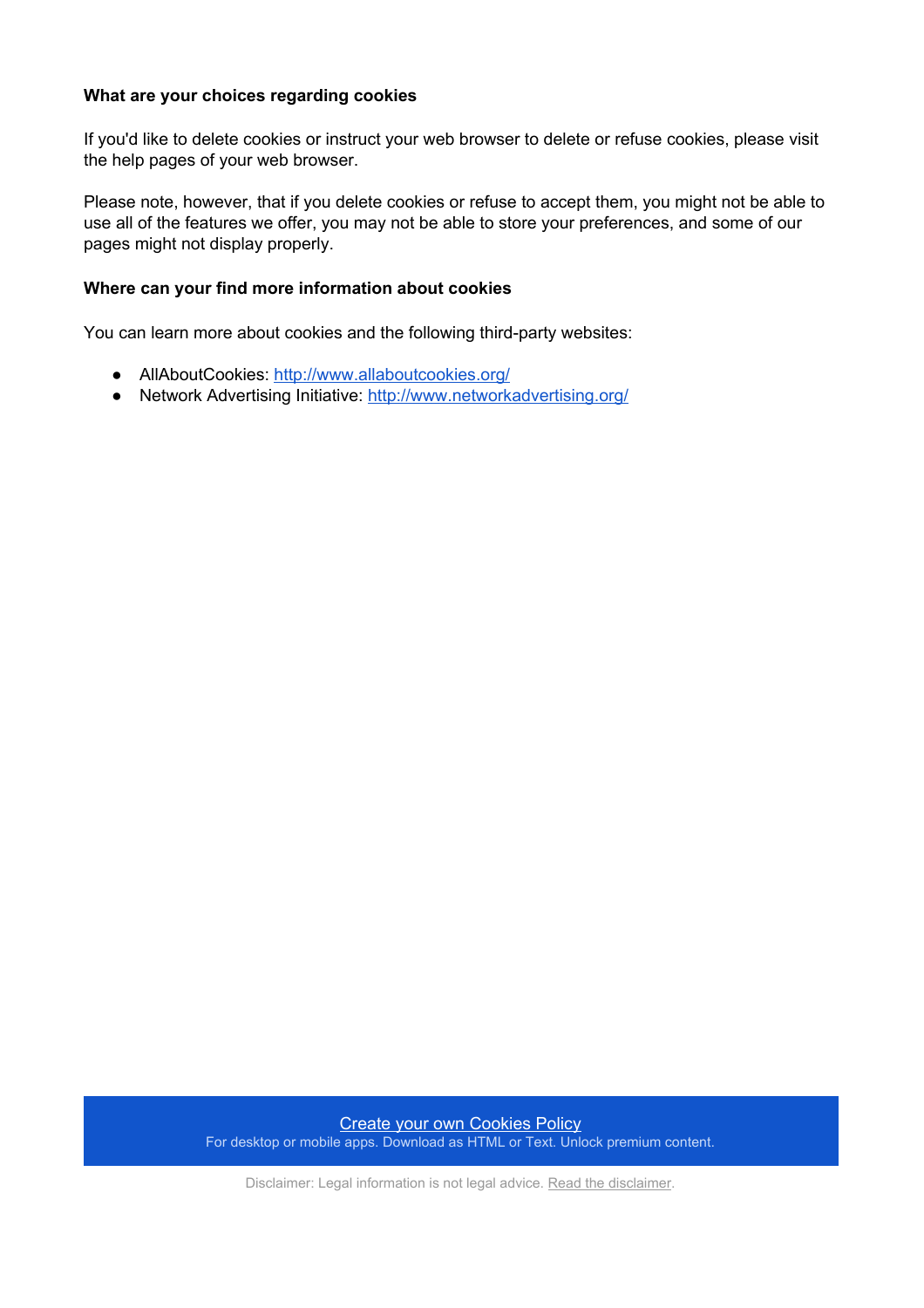### What are your choices regarding cookies

If you'd like to delete cookies or instruct your web browser to delete or refuse cookies, please visit the help pages of your web browser.

Please note, however, that if you delete cookies or refuse to accept them, you might not be able to use all of the features we offer, you may not be able to store your preferences, and some of our pages might not display properly.

### Where can your find more information about cookies

You can learn more about cookies and the following third-party websites:

- AllAboutCookies: http://www.allaboutcookies.org/
- Network Advertising Initiative: http://www.networkadvertising.org/

Create your own Cookies Policy
For desktop or mobile apps. Download as HTML or Text. Unlock premium content.

Disclaimer: Legal information is not legal advice. Read the disclaimer.